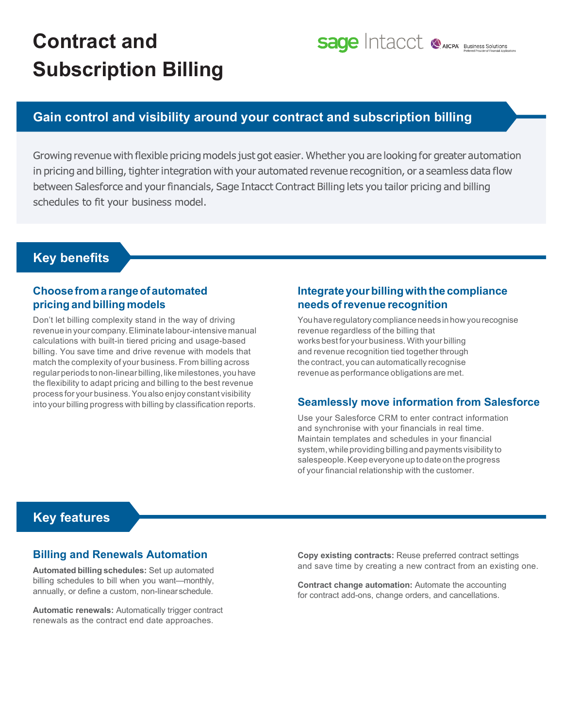# Contract and Subscription Billing

## Gain control and visibility around your contract and subscription billing

Growing revenue with flexible pricing models just got easier. Whether you are looking for greater automation in pricing and billing, tighter integration with your automated revenue recognition, or a seamless data flow between Salesforce and your financials, Sage Intacct Contract Billing lets you tailor pricing and billing schedules to fit your business model.

## Key benefits

### Choose from a range of automated pricing and billing models

Don't let billing complexity stand in the way of driving revenue in your company. Eliminate labour-intensive manual calculations with built-in tiered pricing and usage-based billing. You save time and drive revenue with models that match the complexity of your business. From billing across regular periods to non-linear billing, like milestones, you have the flexibility to adapt pricing and billing to the best revenue process for your business. You also enjoy constant visibility into your billing progress with billing by classification reports.

### Integrate your billing with the compliance needs of revenue recognition

You have regulatory compliance needs in how you recognise revenue regardless of the billing that works best for your business. With your billing and revenue recognition tied together through the contract, you can automatically recognise revenue as performance obligations are met.

### Seamlessly move information from Salesforce

Use your Salesforce CRM to enter contract information and synchronise with your financials in real time. Maintain templates and schedules in your financial system, while providing billing and payments visibility to salespeople. Keep everyone up to date on the progress of your financial relationship with the customer.

## Key features

### Billing and Renewals Automation

**Automated billing schedules:** Set up automated billing schedules to bill when you want—monthly, annually, or define a custom, non-linear schedule.

**Automatic renewals:** Automatically trigger contract renewals as the contract end date approaches.

**Copy existing contracts:** Reuse preferred contract settings and save time by creating a new contract from an existing one.

**Contract change automation:** Automate the accounting for contract add-ons, change orders, and cancellations.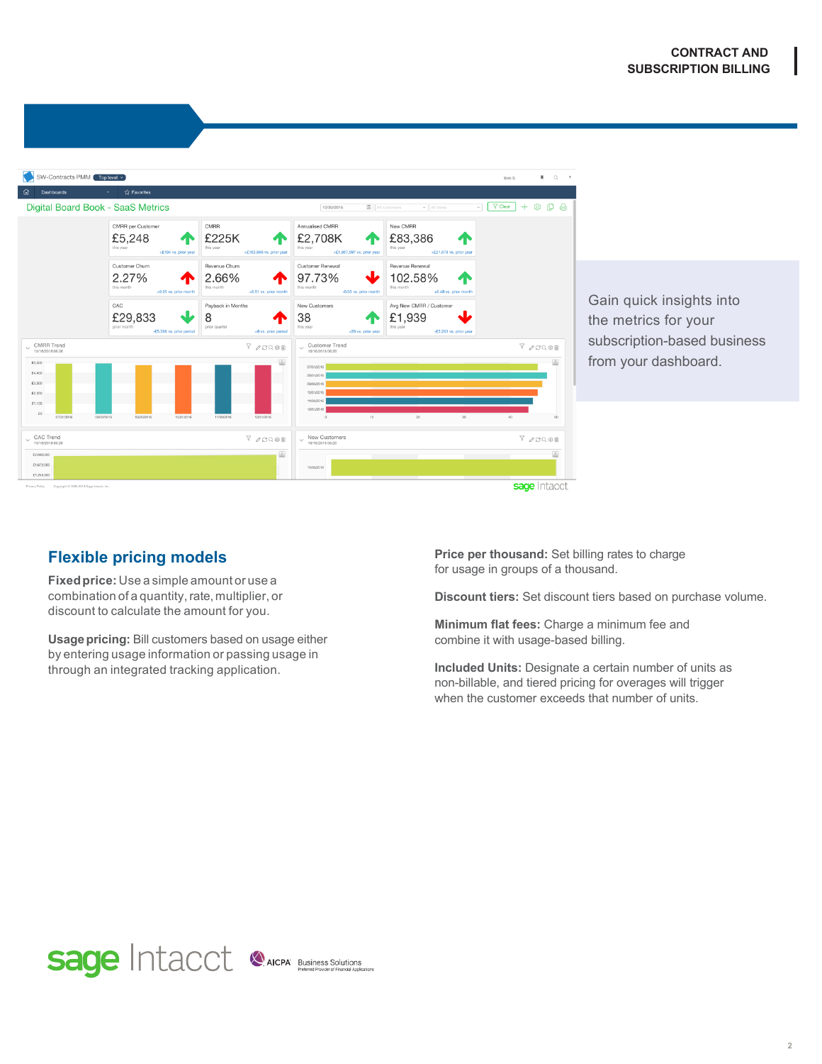Gain quick insights into the metrics for your subscription-based business from your dashboard.

## Flexible pricing models

**Fixed price:** Use a simple amount or use a combination of a quantity, rate, multiplier, or discount to calculate the amount for you.

**Usage pricing:** Bill customers based on usage either by entering usage information or passing usage in through an integrated tracking application.

**Price per thousand:** Set billing rates to charge for usage in groups of a thousand.

**Discount tiers:** Set discount tiers based on purchase volume.

**Minimum flat fees:** Charge a minimum fee and combine it with usage-based billing.

**Included Units:** Designate a certain number of units as non-billable, and tiered pricing for overages will trigger when the customer exceeds that number of units.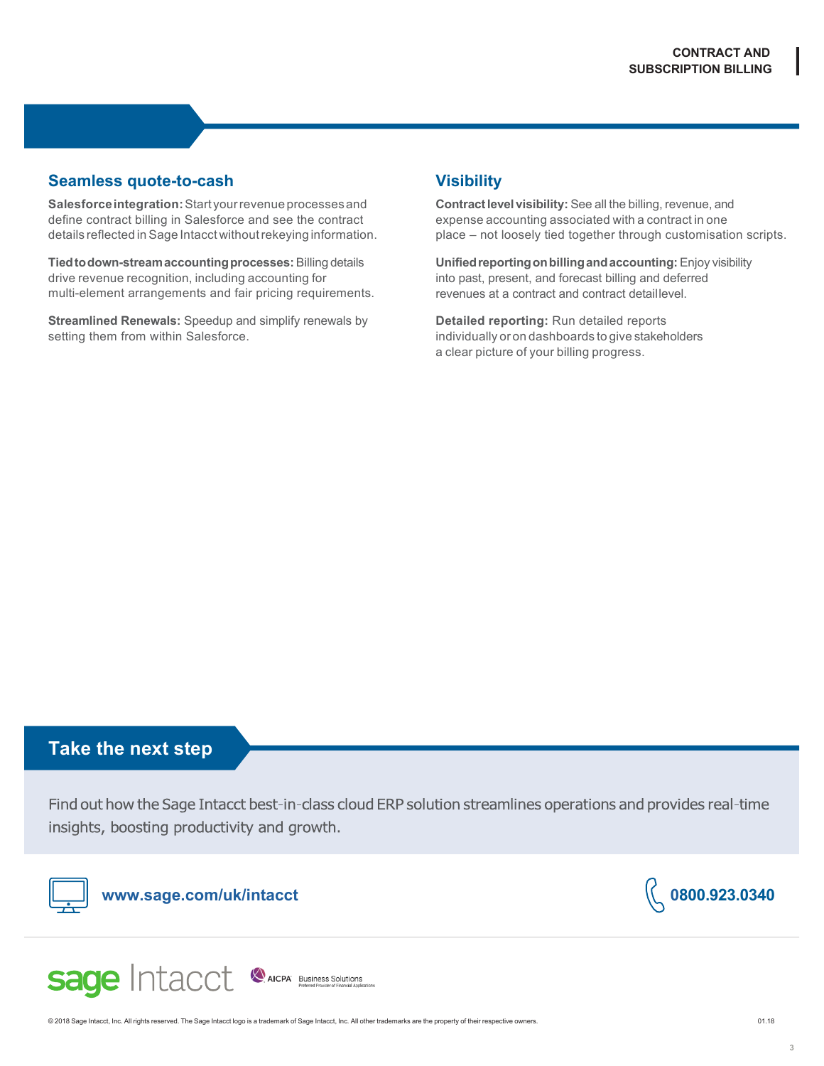## Seamless quote-to-cash

**Salesforce integration:** Start your revenue processes and define contract billing in Salesforce and see the contract details reflected in Sage Intacct without rekeying information.

**Tied to down-stream accounting processes:** Billing details drive revenue recognition, including accounting for multi-element arrangements and fair pricing requirements.

**Streamlined Renewals:** Speedup and simplify renewals by setting them from within Salesforce.

## Visibility

**Contract level visibility:** See all the billing, revenue, and expense accounting associated with a contract in one place – not loosely tied together through customisation scripts.

**Unified reporting on billing and accounting:** Enjoy visibility into past, present, and forecast billing and deferred revenues at a contract and contract detaillevel.

**Detailed reporting:** Run detailed reports individually or on dashboards to give stakeholders a clear picture of your billing progress.

## Take the next step

Find out how the Sage Intacct best-in-class cloud ERP solution streamlines operations and provides real-time insights, boosting productivity and growth.

**www.sage.com/uk/intacct**

**0800.923.0340**

sage Intacct AICPA Business Solutions Preferred Provider of Financial Applications

© 2018 Sage Intacct, Inc. All rights reserved. The Sage Intacct logo is a trademark of Sage Intacct, Inc. All other trademarks are the property of their respective owners.

01.18